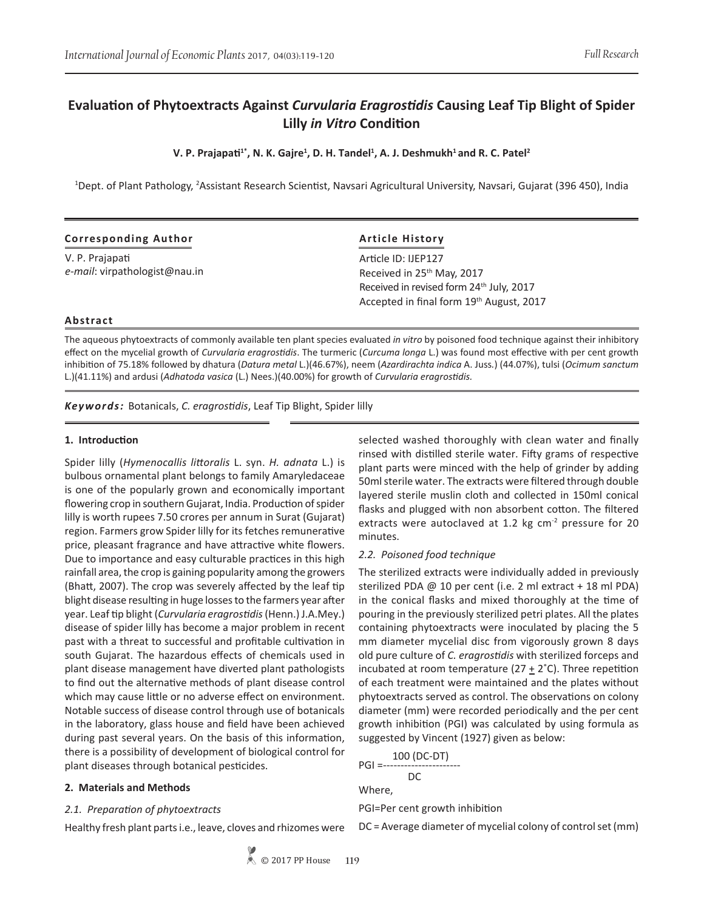# Evaluation of Phytoextracts Against *Curvularia Eragrostidis* Causing Leaf Tip Blight of Spider Lilly *in Vitro* Condition

**V. P. Prajapati[1*], N. K. Gajre[1], D. H. Tandel[1], A. J. Deshmukh[1] and R. C. Patel[2]**

[1]Dept. of Plant Pathology, [2]Assistant Research Scientist, Navsari Agricultural University, Navsari, Gujarat (396 450), India

**Corresponding Author**

V. P. Prajapati
*e-mail*: virpathologist@nau.in

**Article History**

Article ID: IJEP127
Received in 25th May, 2017
Received in revised form 24th July, 2017
Accepted in final form 19th August, 2017

**Abstract**

The aqueous phytoextracts of commonly available ten plant species evaluated *in vitro* by poisoned food technique against their inhibitory effect on the mycelial growth of *Curvularia eragrostidis*. The turmeric (*Curcuma longa* L.) was found most effective with per cent growth inhibition of 75.18% followed by dhatura (*Datura metal* L.)(46.67%), neem (*Azardirachta indica* A. Juss.) (44.07%), tulsi (*Ocimum sanctum* L.)(41.11%) and ardusi (*Adhatoda vasica* (L.) Nees.)(40.00%) for growth of *Curvularia eragrostidis.*

***Keywords:*** Botanicals, *C. eragrostidis*, Leaf Tip Blight, Spider lilly

## 1. Introduction

Spider lilly (*Hymenocallis littoralis* L. syn. *H. adnata* L.) is bulbous ornamental plant belongs to family Amaryledaceae is one of the popularly grown and economically important flowering crop in southern Gujarat, India. Production of spider lilly is worth rupees 7.50 crores per annum in Surat (Gujarat) region. Farmers grow Spider lilly for its fetches remunerative price, pleasant fragrance and have attractive white flowers. Due to importance and easy culturable practices in this high rainfall area, the crop is gaining popularity among the growers (Bhatt, 2007). The crop was severely affected by the leaf tip blight disease resulting in huge losses to the farmers year after year. Leaf tip blight (*Curvularia eragrostidis* (Henn.) J.A.Mey.) disease of spider lilly has become a major problem in recent past with a threat to successful and profitable cultivation in south Gujarat. The hazardous effects of chemicals used in plant disease management have diverted plant pathologists to find out the alternative methods of plant disease control which may cause little or no adverse effect on environment. Notable success of disease control through use of botanicals in the laboratory, glass house and field have been achieved during past several years. On the basis of this information, there is a possibility of development of biological control for plant diseases through botanical pesticides.

## 2. Materials and Methods

### *2.1. Preparation of phytoextracts*

Healthy fresh plant parts i.e., leave, cloves and rhizomes were selected washed thoroughly with clean water and finally rinsed with distilled sterile water. Fifty grams of respective plant parts were minced with the help of grinder by adding 50ml sterile water. The extracts were filtered through double layered sterile muslin cloth and collected in 150ml conical flasks and plugged with non absorbent cotton. The filtered extracts were autoclaved at 1.2 kg $cm^{-2}$ pressure for 20 minutes.

### *2.2. Poisoned food technique*

The sterilized extracts were individually added in previously sterilized PDA @ 10 per cent (i.e. 2 ml extract + 18 ml PDA) in the conical flasks and mixed thoroughly at the time of pouring in the previously sterilized petri plates. All the plates containing phytoextracts were inoculated by placing the 5 mm diameter mycelial disc from vigorously grown 8 days old pure culture of *C. eragrostidis* with sterilized forceps and incubated at room temperature (27 $\pm$ 2˚C). Three repetition of each treatment were maintained and the plates without phytoextracts served as control. The observations on colony diameter (mm) were recorded periodically and the per cent growth inhibition (PGI) was calculated by using formula as suggested by Vincent (1927) given as below:

$$PGI = \frac{100\,(DC-DT)}{DC}$$

Where,

PGI=Per cent growth inhibition

DC = Average diameter of mycelial colony of control set (mm)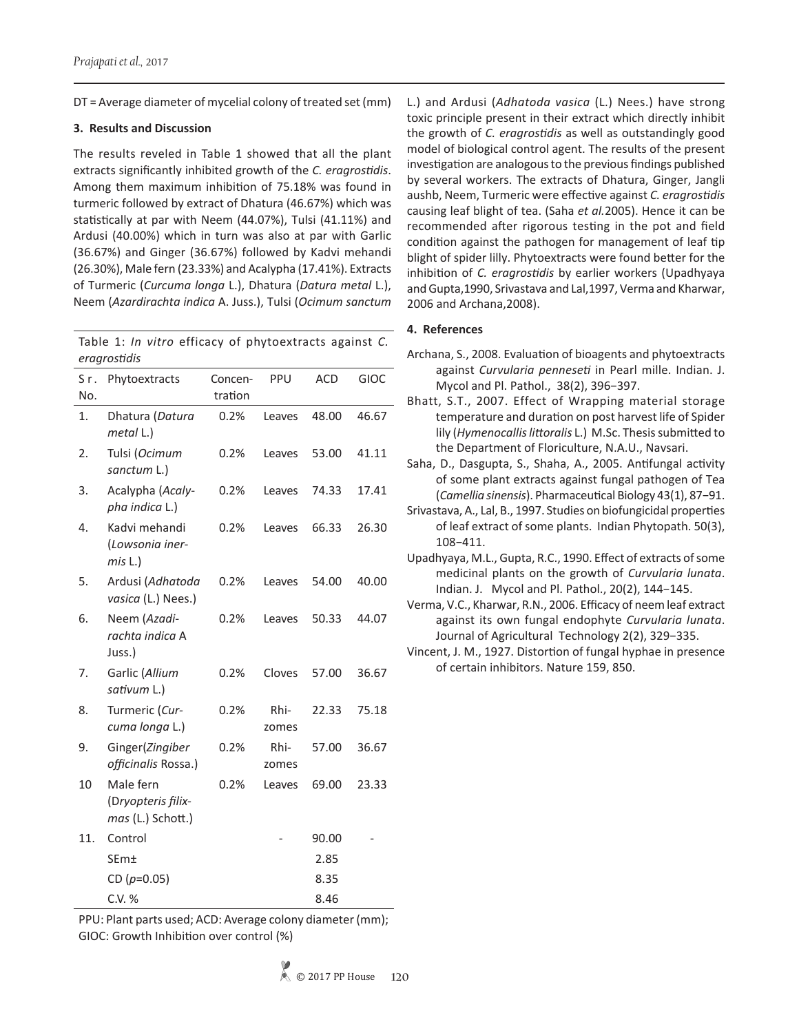DT = Average diameter of mycelial colony of treated set (mm)

### 3. Results and Discussion

The results reveled in Table 1 showed that all the plant extracts significantly inhibited growth of the *C. eragrostidis*. Among them maximum inhibition of 75.18% was found in turmeric followed by extract of Dhatura (46.67%) which was statistically at par with Neem (44.07%), Tulsi (41.11%) and Ardusi (40.00%) which in turn was also at par with Garlic (36.67%) and Ginger (36.67%) followed by Kadvi mehandi (26.30%), Male fern (23.33%) and Acalypha (17.41%). Extracts of Turmeric (*Curcuma longa* L.), Dhatura (*Datura metal* L.), Neem (*Azardirachta indica* A. Juss.), Tulsi (*Ocimum sanctum* L.) and Ardusi (*Adhatoda vasica* (L.) Nees.) have strong toxic principle present in their extract which directly inhibit the growth of *C. eragrostidis* as well as outstandingly good model of biological control agent. The results of the present investigation are analogous to the previous findings published by several workers. The extracts of Dhatura, Ginger, Jangli aushb, Neem, Turmeric were effective against *C. eragrostidis* causing leaf blight of tea. (Saha *et al.*2005). Hence it can be recommended after rigorous testing in the pot and field condition against the pathogen for management of leaf tip blight of spider lilly. Phytoextracts were found better for the inhibition of *C. eragrostidis* by earlier workers (Upadhyaya and Gupta,1990, Srivastava and Lal,1997, Verma and Kharwar, 2006 and Archana,2008).

Table 1: *In vitro* efficacy of phytoextracts against *C. eragrostidis*

| Sr. No. | Phytoextracts | Concentration | PPU | ACD | GIOC |
|---|---|---|---|---|---|
| 1. | Dhatura (*Datura metal* L.) | 0.2% | Leaves | 48.00 | 46.67 |
| 2. | Tulsi (*Ocimum sanctum* L.) | 0.2% | Leaves | 53.00 | 41.11 |
| 3. | Acalypha (*Acalypha indica* L.) | 0.2% | Leaves | 74.33 | 17.41 |
| 4. | Kadvi mehandi (*Lowsonia inermis* L.) | 0.2% | Leaves | 66.33 | 26.30 |
| 5. | Ardusi (*Adhatoda vasica* (L.) Nees.) | 0.2% | Leaves | 54.00 | 40.00 |
| 6. | Neem (*Azadirachta indica* A Juss.) | 0.2% | Leaves | 50.33 | 44.07 |
| 7. | Garlic (*Allium sativum* L.) | 0.2% | Cloves | 57.00 | 36.67 |
| 8. | Turmeric (*Curcuma longa* L.) | 0.2% | Rhizomes | 22.33 | 75.18 |
| 9. | Ginger(*Zingiber officinalis* Rossa.) | 0.2% | Rhizomes | 57.00 | 36.67 |
| 10 | Male fern (D*ryopteris filix-mas* (L.) Schott.) | 0.2% | Leaves | 69.00 | 23.33 |
| 11. | Control | | - | 90.00 | - |
| | SEm± | | | 2.85 | |
| | CD ($p$=0.05) | | | 8.35 | |
| | C.V. % | | | 8.46 | |

PPU: Plant parts used; ACD: Average colony diameter (mm); GIOC: Growth Inhibition over control (%)

### 4. References

Archana, S., 2008. Evaluation of bioagents and phytoextracts against *Curvularia penneseti* in Pearl mille. Indian. J. Mycol and Pl. Pathol., 38(2), 396−397.

Bhatt, S.T., 2007. Effect of Wrapping material storage temperature and duration on post harvest life of Spider lily (*Hymenocallis littoralis* L.) M.Sc. Thesis submitted to the Department of Floriculture, N.A.U., Navsari.

Saha, D., Dasgupta, S., Shaha, A., 2005. Antifungal activity of some plant extracts against fungal pathogen of Tea (*Camellia sinensis*). Pharmaceutical Biology 43(1), 87−91.

Srivastava, A., Lal, B., 1997. Studies on biofungicidal properties of leaf extract of some plants. Indian Phytopath. 50(3), 108−411.

Upadhyaya, M.L., Gupta, R.C., 1990. Effect of extracts of some medicinal plants on the growth of *Curvularia lunata*. Indian. J. Mycol and Pl. Pathol., 20(2), 144−145.

Verma, V.C., Kharwar, R.N., 2006. Efficacy of neem leaf extract against its own fungal endophyte *Curvularia lunata*. Journal of Agricultural Technology 2(2), 329−335.

Vincent, J. M., 1927. Distortion of fungal hyphae in presence of certain inhibitors. Nature 159, 850.